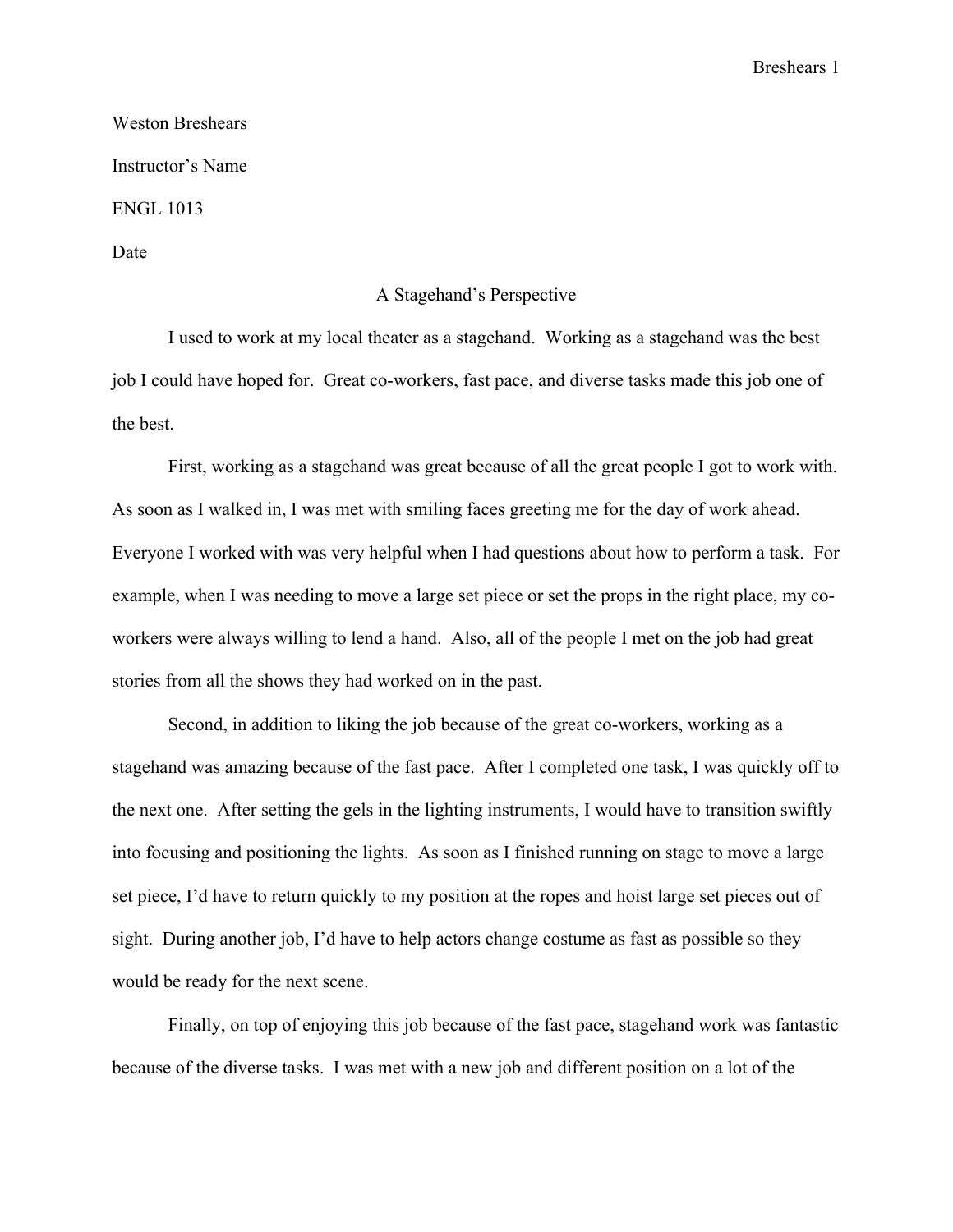Weston Breshears

Instructor's Name

ENGL 1013

Date

# A Stagehand's Perspective

I used to work at my local theater as a stagehand. Working as a stagehand was the best job I could have hoped for. Great co-workers, fast pace, and diverse tasks made this job one of the best.

First, working as a stagehand was great because of all the great people I got to work with. As soon as I walked in, I was met with smiling faces greeting me for the day of work ahead. Everyone I worked with was very helpful when I had questions about how to perform a task. For example, when I was needing to move a large set piece or set the props in the right place, my co-workers were always willing to lend a hand. Also, all of the people I met on the job had great stories from all the shows they had worked on in the past.

Second, in addition to liking the job because of the great co-workers, working as a stagehand was amazing because of the fast pace. After I completed one task, I was quickly off to the next one. After setting the gels in the lighting instruments, I would have to transition swiftly into focusing and positioning the lights. As soon as I finished running on stage to move a large set piece, I'd have to return quickly to my position at the ropes and hoist large set pieces out of sight. During another job, I'd have to help actors change costume as fast as possible so they would be ready for the next scene.

Finally, on top of enjoying this job because of the fast pace, stagehand work was fantastic because of the diverse tasks. I was met with a new job and different position on a lot of the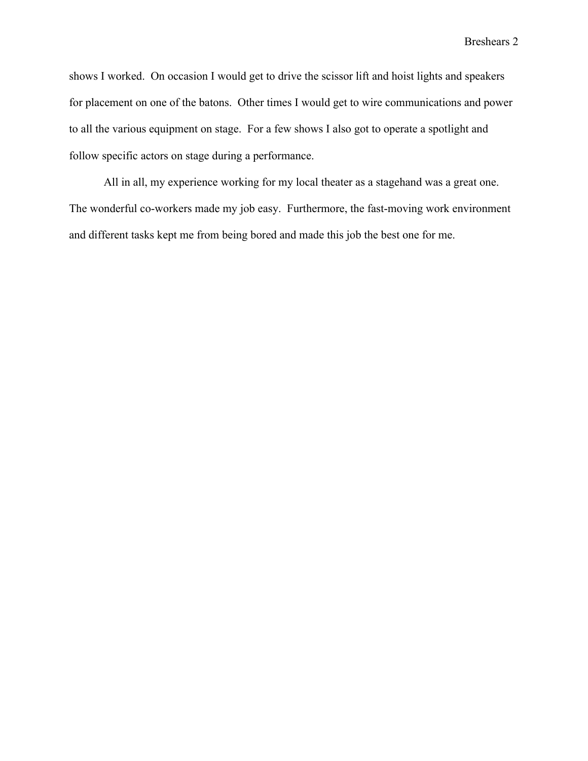shows I worked. On occasion I would get to drive the scissor lift and hoist lights and speakers for placement on one of the batons. Other times I would get to wire communications and power to all the various equipment on stage. For a few shows I also got to operate a spotlight and follow specific actors on stage during a performance.

All in all, my experience working for my local theater as a stagehand was a great one. The wonderful co-workers made my job easy. Furthermore, the fast-moving work environment and different tasks kept me from being bored and made this job the best one for me.